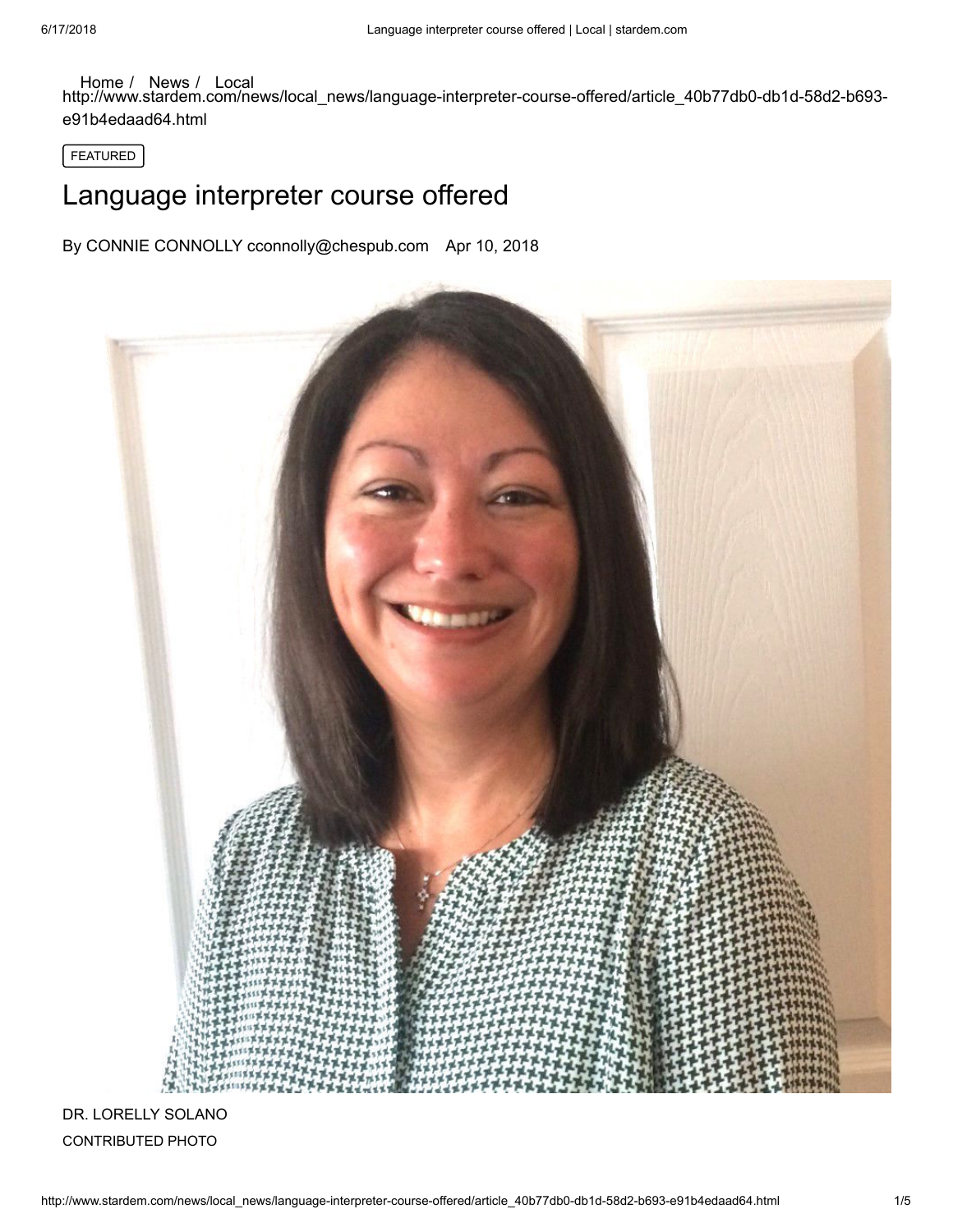Home / News / Local

http://www.stardem.com/news/local_news/language-interpreter-course-offered/article_40b77db0-db1d-58d2-b693-e91b4edaad64.html

FEATURED

# Language interpreter course offered

By CONNIE CONNOLLY cconnolly@chespub.com Apr 10, 2018

DR. LORELLY SOLANO

CONTRIBUTED PHOTO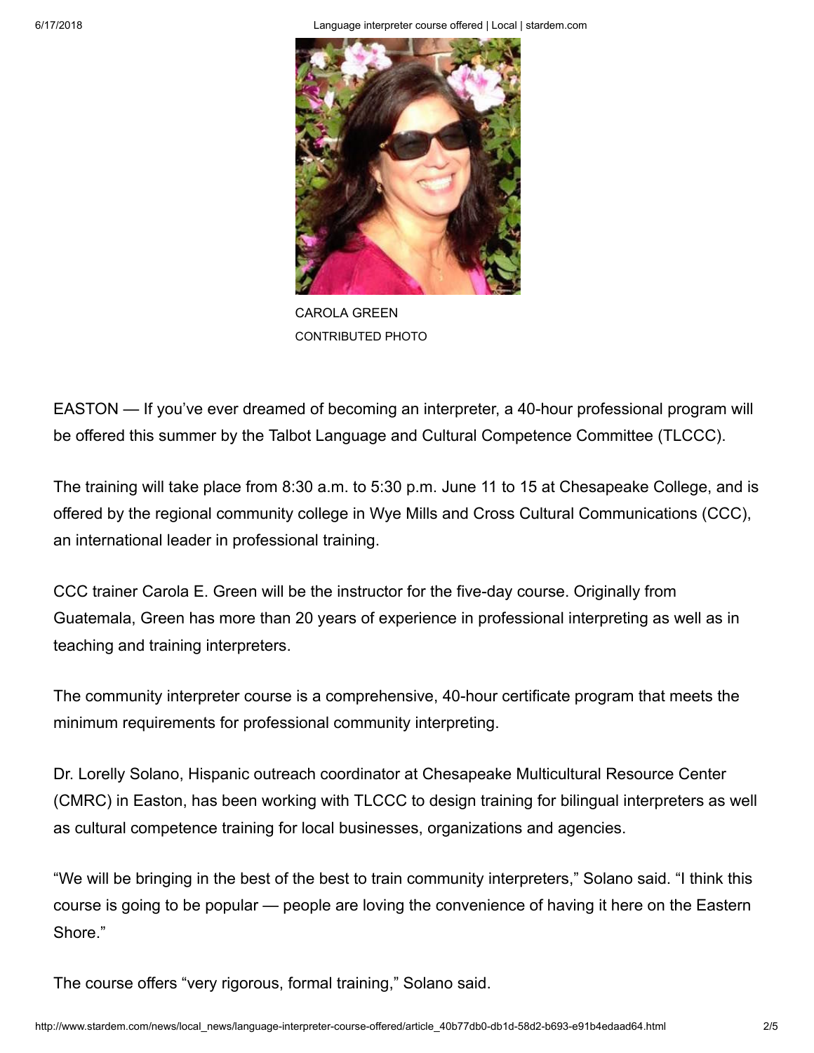CAROLA GREEN
CONTRIBUTED PHOTO

EASTON — If you've ever dreamed of becoming an interpreter, a 40-hour professional program will be offered this summer by the Talbot Language and Cultural Competence Committee (TLCCC).

The training will take place from 8:30 a.m. to 5:30 p.m. June 11 to 15 at Chesapeake College, and is offered by the regional community college in Wye Mills and Cross Cultural Communications (CCC), an international leader in professional training.

CCC trainer Carola E. Green will be the instructor for the five-day course. Originally from Guatemala, Green has more than 20 years of experience in professional interpreting as well as in teaching and training interpreters.

The community interpreter course is a comprehensive, 40-hour certificate program that meets the minimum requirements for professional community interpreting.

Dr. Lorelly Solano, Hispanic outreach coordinator at Chesapeake Multicultural Resource Center (CMRC) in Easton, has been working with TLCCC to design training for bilingual interpreters as well as cultural competence training for local businesses, organizations and agencies.

"We will be bringing in the best of the best to train community interpreters," Solano said. "I think this course is going to be popular — people are loving the convenience of having it here on the Eastern Shore."

The course offers "very rigorous, formal training," Solano said.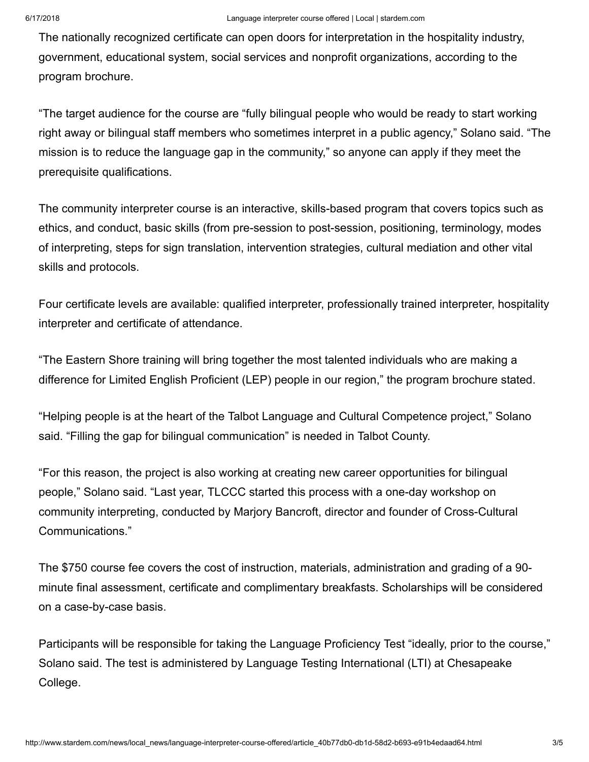The nationally recognized certificate can open doors for interpretation in the hospitality industry, government, educational system, social services and nonprofit organizations, according to the program brochure.

“The target audience for the course are “fully bilingual people who would be ready to start working right away or bilingual staff members who sometimes interpret in a public agency,” Solano said. “The mission is to reduce the language gap in the community,” so anyone can apply if they meet the prerequisite qualifications.

The community interpreter course is an interactive, skills-based program that covers topics such as ethics, and conduct, basic skills (from pre-session to post-session, positioning, terminology, modes of interpreting, steps for sign translation, intervention strategies, cultural mediation and other vital skills and protocols.

Four certificate levels are available: qualified interpreter, professionally trained interpreter, hospitality interpreter and certificate of attendance.

“The Eastern Shore training will bring together the most talented individuals who are making a difference for Limited English Proficient (LEP) people in our region,” the program brochure stated.

“Helping people is at the heart of the Talbot Language and Cultural Competence project,” Solano said. “Filling the gap for bilingual communication” is needed in Talbot County.

“For this reason, the project is also working at creating new career opportunities for bilingual people,” Solano said. “Last year, TLCCC started this process with a one-day workshop on community interpreting, conducted by Marjory Bancroft, director and founder of Cross-Cultural Communications.”

The $750 course fee covers the cost of instruction, materials, administration and grading of a 90-minute final assessment, certificate and complimentary breakfasts. Scholarships will be considered on a case-by-case basis.

Participants will be responsible for taking the Language Proficiency Test “ideally, prior to the course,” Solano said. The test is administered by Language Testing International (LTI) at Chesapeake College.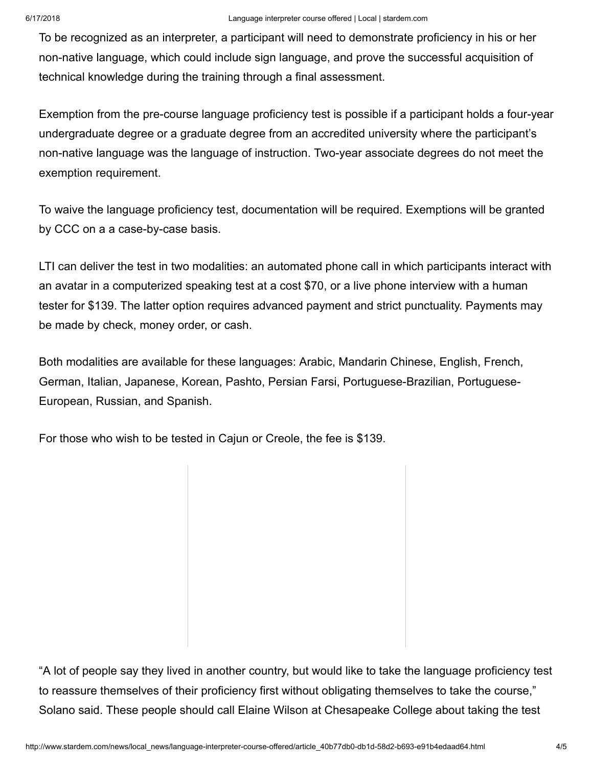To be recognized as an interpreter, a participant will need to demonstrate proficiency in his or her non-native language, which could include sign language, and prove the successful acquisition of technical knowledge during the training through a final assessment.

Exemption from the pre-course language proficiency test is possible if a participant holds a four-year undergraduate degree or a graduate degree from an accredited university where the participant's non-native language was the language of instruction. Two-year associate degrees do not meet the exemption requirement.

To waive the language proficiency test, documentation will be required. Exemptions will be granted by CCC on a a case-by-case basis.

LTI can deliver the test in two modalities: an automated phone call in which participants interact with an avatar in a computerized speaking test at a cost $70, or a live phone interview with a human tester for $139. The latter option requires advanced payment and strict punctuality. Payments may be made by check, money order, or cash.

Both modalities are available for these languages: Arabic, Mandarin Chinese, English, French, German, Italian, Japanese, Korean, Pashto, Persian Farsi, Portuguese-Brazilian, Portuguese-European, Russian, and Spanish.

For those who wish to be tested in Cajun or Creole, the fee is $139.

"A lot of people say they lived in another country, but would like to take the language proficiency test to reassure themselves of their proficiency first without obligating themselves to take the course," Solano said. These people should call Elaine Wilson at Chesapeake College about taking the test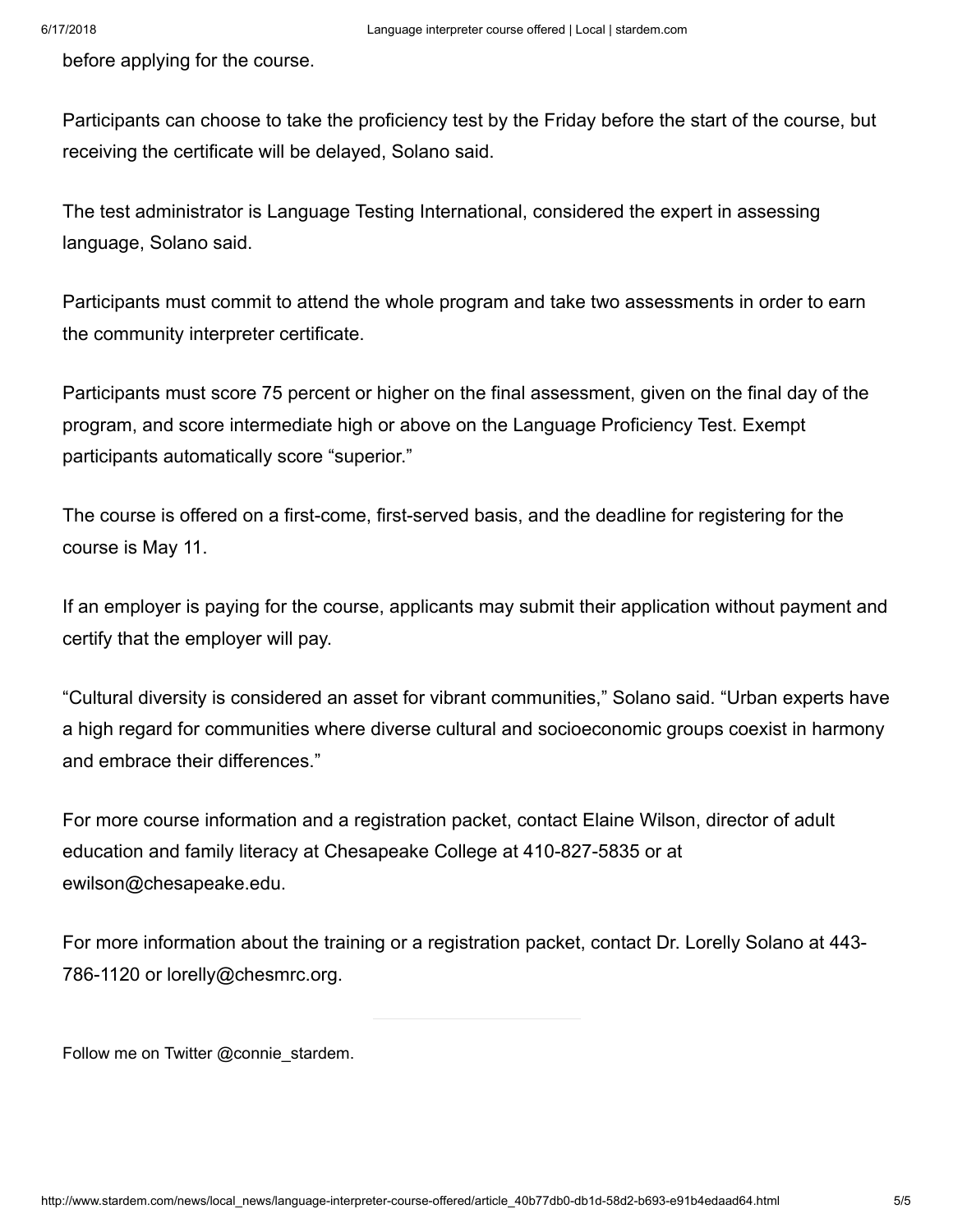before applying for the course.

Participants can choose to take the proficiency test by the Friday before the start of the course, but receiving the certificate will be delayed, Solano said.

The test administrator is Language Testing International, considered the expert in assessing language, Solano said.

Participants must commit to attend the whole program and take two assessments in order to earn the community interpreter certificate.

Participants must score 75 percent or higher on the final assessment, given on the final day of the program, and score intermediate high or above on the Language Proficiency Test. Exempt participants automatically score "superior."

The course is offered on a first-come, first-served basis, and the deadline for registering for the course is May 11.

If an employer is paying for the course, applicants may submit their application without payment and certify that the employer will pay.

"Cultural diversity is considered an asset for vibrant communities," Solano said. "Urban experts have a high regard for communities where diverse cultural and socioeconomic groups coexist in harmony and embrace their differences."

For more course information and a registration packet, contact Elaine Wilson, director of adult education and family literacy at Chesapeake College at 410-827-5835 or at ewilson@chesapeake.edu.

For more information about the training or a registration packet, contact Dr. Lorelly Solano at 443-786-1120 or lorelly@chesmrc.org.

---

Follow me on Twitter @connie_stardem.